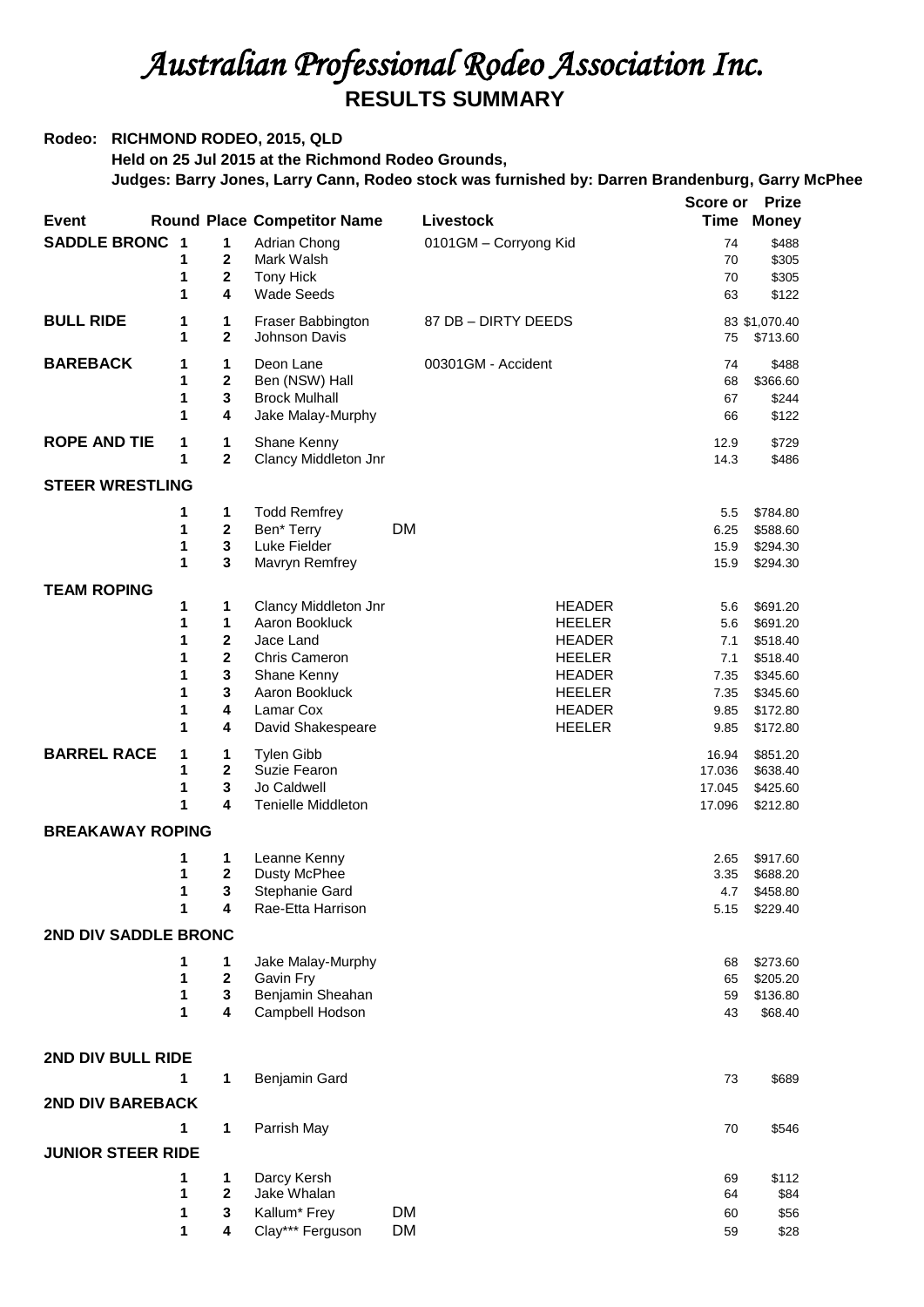# *Australian Professional Rodeo Association Inc.*

## RESULTS SUMMARY

**Rodeo: RICHMOND RODEO, 2015, QLD**

**Held on 25 Jul 2015 at the Richmond Rodeo Grounds,**

**Judges: Barry Jones, Larry Cann, Rodeo stock was furnished by: Darren Brandenburg, Garry McPhee**

| Event | Round | Place | Competitor Name | | Livestock | Score or Time | Prize Money |
|---|---|---|---|---|---|---|---|
| **SADDLE BRONC** | 1 | 1 | Adrian Chong | | 0101GM – Corryong Kid | 74 | $488 |
| | 1 | 2 | Mark Walsh | | | 70 | $305 |
| | 1 | 2 | Tony Hick | | | 70 | $305 |
| | 1 | 4 | Wade Seeds | | | 63 | $122 |
| **BULL RIDE** | 1 | 1 | Fraser Babbington | | 87 DB – DIRTY DEEDS | 83 | $1,070.40 |
| | 1 | 2 | Johnson Davis | | | 75 | $713.60 |
| **BAREBACK** | 1 | 1 | Deon Lane | | 00301GM - Accident | 74 | $488 |
| | 1 | 2 | Ben (NSW) Hall | | | 68 | $366.60 |
| | 1 | 3 | Brock Mulhall | | | 67 | $244 |
| | 1 | 4 | Jake Malay-Murphy | | | 66 | $122 |
| **ROPE AND TIE** | 1 | 1 | Shane Kenny | | | 12.9 | $729 |
| | 1 | 2 | Clancy Middleton Jnr | | | 14.3 | $486 |
| **STEER WRESTLING** | | | | | | | |
| | 1 | 1 | Todd Remfrey | | | 5.5 | $784.80 |
| | 1 | 2 | Ben* Terry | DM | | 6.25 | $588.60 |
| | 1 | 3 | Luke Fielder | | | 15.9 | $294.30 |
| | 1 | 3 | Mavryn Remfrey | | | 15.9 | $294.30 |
| **TEAM ROPING** | | | | | | | |
| | 1 | 1 | Clancy Middleton Jnr | | HEADER | 5.6 | $691.20 |
| | 1 | 1 | Aaron Bookluck | | HEELER | 5.6 | $691.20 |
| | 1 | 2 | Jace Land | | HEADER | 7.1 | $518.40 |
| | 1 | 2 | Chris Cameron | | HEELER | 7.1 | $518.40 |
| | 1 | 3 | Shane Kenny | | HEADER | 7.35 | $345.60 |
| | 1 | 3 | Aaron Bookluck | | HEELER | 7.35 | $345.60 |
| | 1 | 4 | Lamar Cox | | HEADER | 9.85 | $172.80 |
| | 1 | 4 | David Shakespeare | | HEELER | 9.85 | $172.80 |
| **BARREL RACE** | 1 | 1 | Tylen Gibb | | | 16.94 | $851.20 |
| | 1 | 2 | Suzie Fearon | | | 17.036 | $638.40 |
| | 1 | 3 | Jo Caldwell | | | 17.045 | $425.60 |
| | 1 | 4 | Tenielle Middleton | | | 17.096 | $212.80 |
| **BREAKAWAY ROPING** | | | | | | | |
| | 1 | 1 | Leanne Kenny | | | 2.65 | $917.60 |
| | 1 | 2 | Dusty McPhee | | | 3.35 | $688.20 |
| | 1 | 3 | Stephanie Gard | | | 4.7 | $458.80 |
| | 1 | 4 | Rae-Etta Harrison | | | 5.15 | $229.40 |
| **2ND DIV SADDLE BRONC** | | | | | | | |
| | 1 | 1 | Jake Malay-Murphy | | | 68 | $273.60 |
| | 1 | 2 | Gavin Fry | | | 65 | $205.20 |
| | 1 | 3 | Benjamin Sheahan | | | 59 | $136.80 |
| | 1 | 4 | Campbell Hodson | | | 43 | $68.40 |
| **2ND DIV BULL RIDE** | | | | | | | |
| | 1 | 1 | Benjamin Gard | | | 73 | $689 |
| **2ND DIV BAREBACK** | | | | | | | |
| | 1 | 1 | Parrish May | | | 70 | $546 |
| **JUNIOR STEER RIDE** | | | | | | | |
| | 1 | 1 | Darcy Kersh | | | 69 | $112 |
| | 1 | 2 | Jake Whalan | | | 64 | $84 |
| | 1 | 3 | Kallum* Frey | DM | | 60 | $56 |
| | 1 | 4 | Clay*** Ferguson | DM | | 59 | $28 |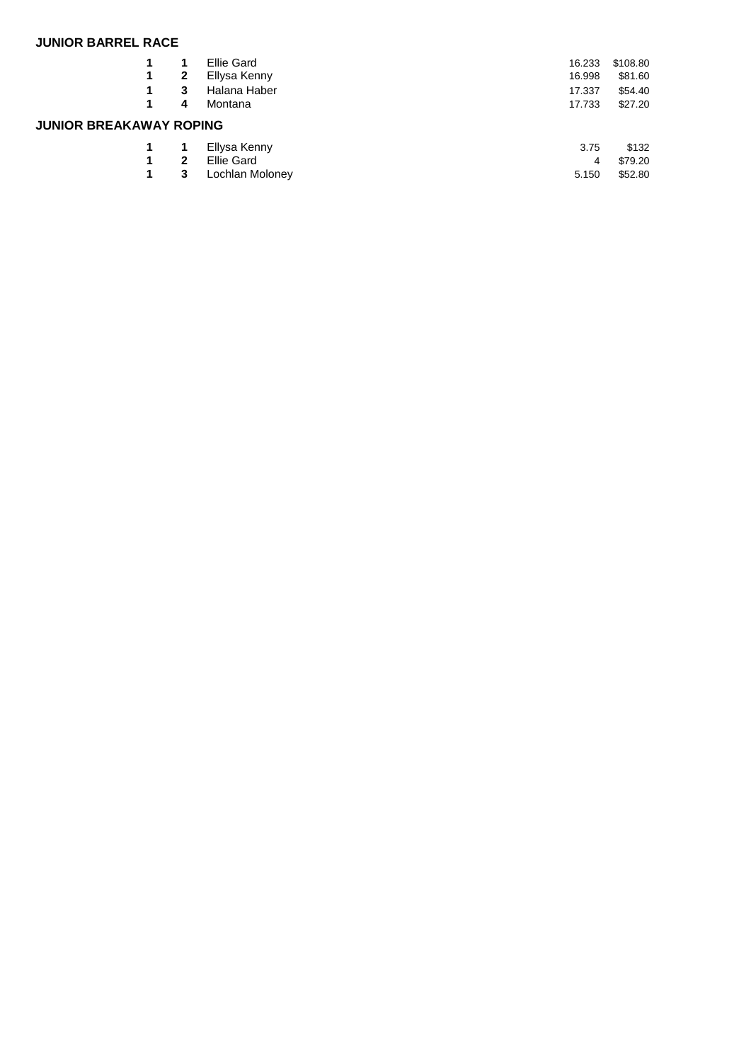**JUNIOR BARREL RACE**

| | | | | |
|---|---|---|---|---|
| **1** | **1** | Ellie Gard | 16.233 | $108.80 |
| **1** | **2** | Ellysa Kenny | 16.998 | $81.60 |
| **1** | **3** | Halana Haber | 17.337 | $54.40 |
| **1** | **4** | Montana | 17.733 | $27.20 |

**JUNIOR BREAKAWAY ROPING**

| | | | | |
|---|---|---|---|---|
| **1** | **1** | Ellysa Kenny | 3.75 | $132 |
| **1** | **2** | Ellie Gard | 4 | $79.20 |
| **1** | **3** | Lochlan Moloney | 5.150 | $52.80 |